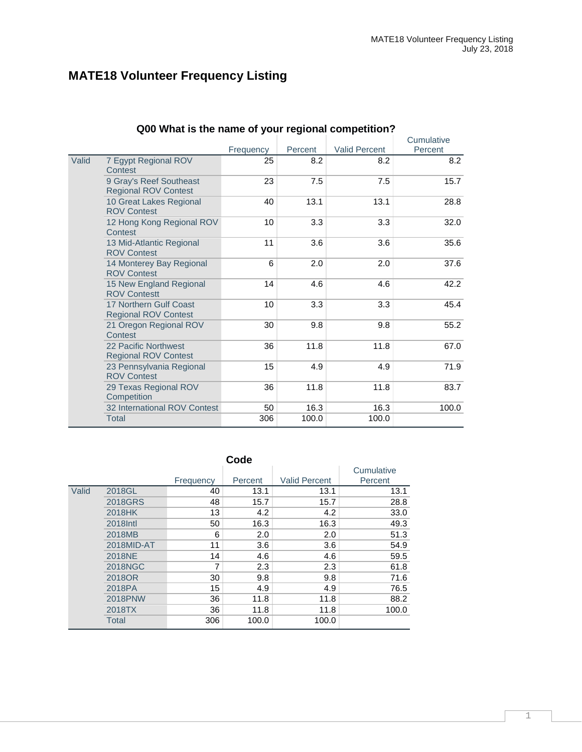# MATE18 Volunteer Frequency Listing

### Q00 What is the name of your regional competition?

| | | Frequency | Percent | Valid Percent | Cumulative Percent |
|---|---|---|---|---|---|
| Valid | 7 Egypt Regional ROV Contest | 25 | 8.2 | 8.2 | 8.2 |
| | 9 Gray's Reef Southeast Regional ROV Contest | 23 | 7.5 | 7.5 | 15.7 |
| | 10 Great Lakes Regional ROV Contest | 40 | 13.1 | 13.1 | 28.8 |
| | 12 Hong Kong Regional ROV Contest | 10 | 3.3 | 3.3 | 32.0 |
| | 13 Mid-Atlantic Regional ROV Contest | 11 | 3.6 | 3.6 | 35.6 |
| | 14 Monterey Bay Regional ROV Contest | 6 | 2.0 | 2.0 | 37.6 |
| | 15 New England Regional ROV Contestt | 14 | 4.6 | 4.6 | 42.2 |
| | 17 Northern Gulf Coast Regional ROV Contest | 10 | 3.3 | 3.3 | 45.4 |
| | 21 Oregon Regional ROV Contest | 30 | 9.8 | 9.8 | 55.2 |
| | 22 Pacific Northwest Regional ROV Contest | 36 | 11.8 | 11.8 | 67.0 |
| | 23 Pennsylvania Regional ROV Contest | 15 | 4.9 | 4.9 | 71.9 |
| | 29 Texas Regional ROV Competition | 36 | 11.8 | 11.8 | 83.7 |
| | 32 International ROV Contest | 50 | 16.3 | 16.3 | 100.0 |
| | Total | 306 | 100.0 | 100.0 | |

### Code

| | | Frequency | Percent | Valid Percent | Cumulative Percent |
|---|---|---|---|---|---|
| Valid | 2018GL | 40 | 13.1 | 13.1 | 13.1 |
| | 2018GRS | 48 | 15.7 | 15.7 | 28.8 |
| | 2018HK | 13 | 4.2 | 4.2 | 33.0 |
| | 2018Intl | 50 | 16.3 | 16.3 | 49.3 |
| | 2018MB | 6 | 2.0 | 2.0 | 51.3 |
| | 2018MID-AT | 11 | 3.6 | 3.6 | 54.9 |
| | 2018NE | 14 | 4.6 | 4.6 | 59.5 |
| | 2018NGC | 7 | 2.3 | 2.3 | 61.8 |
| | 2018OR | 30 | 9.8 | 9.8 | 71.6 |
| | 2018PA | 15 | 4.9 | 4.9 | 76.5 |
| | 2018PNW | 36 | 11.8 | 11.8 | 88.2 |
| | 2018TX | 36 | 11.8 | 11.8 | 100.0 |
| | Total | 306 | 100.0 | 100.0 | |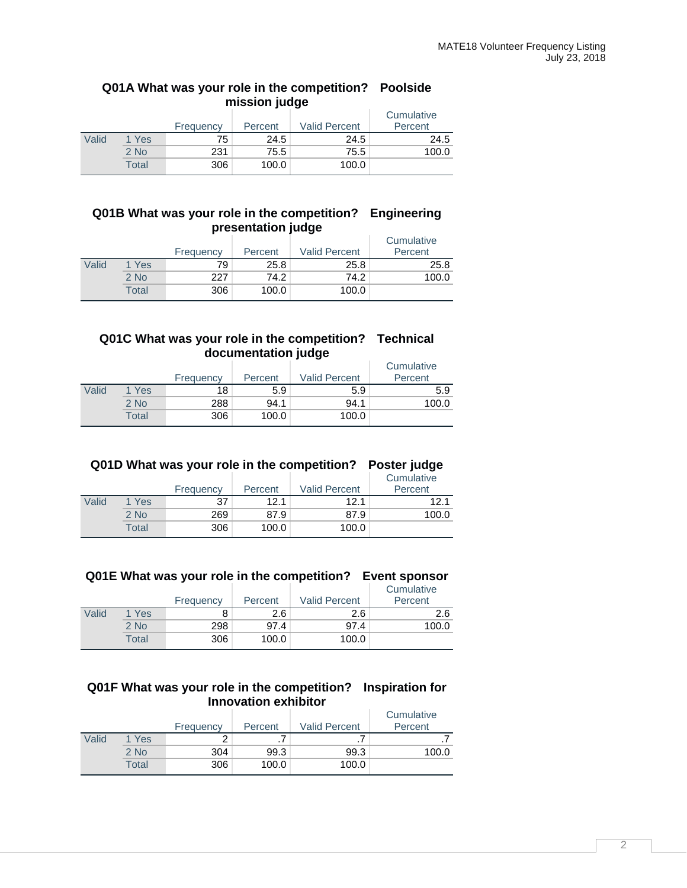### Q01A What was your role in the competition? Poolside mission judge

| | | Frequency | Percent | Valid Percent | Cumulative Percent |
|---|---|---|---|---|---|
| Valid | 1 Yes | 75 | 24.5 | 24.5 | 24.5 |
| | 2 No | 231 | 75.5 | 75.5 | 100.0 |
| | Total | 306 | 100.0 | 100.0 | |

### Q01B What was your role in the competition? Engineering presentation judge

| | | Frequency | Percent | Valid Percent | Cumulative Percent |
|---|---|---|---|---|---|
| Valid | 1 Yes | 79 | 25.8 | 25.8 | 25.8 |
| | 2 No | 227 | 74.2 | 74.2 | 100.0 |
| | Total | 306 | 100.0 | 100.0 | |

### Q01C What was your role in the competition? Technical documentation judge

| | | Frequency | Percent | Valid Percent | Cumulative Percent |
|---|---|---|---|---|---|
| Valid | 1 Yes | 18 | 5.9 | 5.9 | 5.9 |
| | 2 No | 288 | 94.1 | 94.1 | 100.0 |
| | Total | 306 | 100.0 | 100.0 | |

### Q01D What was your role in the competition? Poster judge

| | | Frequency | Percent | Valid Percent | Cumulative Percent |
|---|---|---|---|---|---|
| Valid | 1 Yes | 37 | 12.1 | 12.1 | 12.1 |
| | 2 No | 269 | 87.9 | 87.9 | 100.0 |
| | Total | 306 | 100.0 | 100.0 | |

### Q01E What was your role in the competition? Event sponsor

| | | Frequency | Percent | Valid Percent | Cumulative Percent |
|---|---|---|---|---|---|
| Valid | 1 Yes | 8 | 2.6 | 2.6 | 2.6 |
| | 2 No | 298 | 97.4 | 97.4 | 100.0 |
| | Total | 306 | 100.0 | 100.0 | |

### Q01F What was your role in the competition? Inspiration for Innovation exhibitor

| | | Frequency | Percent | Valid Percent | Cumulative Percent |
|---|---|---|---|---|---|
| Valid | 1 Yes | 2 | .7 | .7 | .7 |
| | 2 No | 304 | 99.3 | 99.3 | 100.0 |
| | Total | 306 | 100.0 | 100.0 | |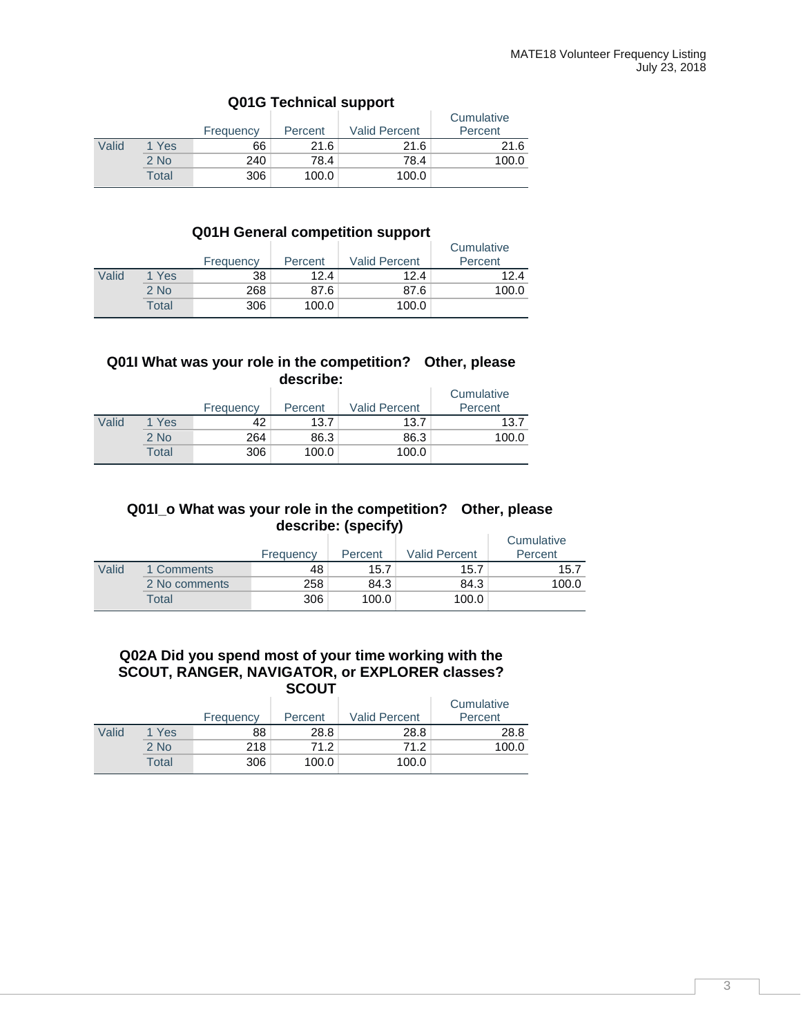### Q01G Technical support

| | | Frequency | Percent | Valid Percent | Cumulative Percent |
|---|---|---|---|---|---|
| Valid | 1 Yes | 66 | 21.6 | 21.6 | 21.6 |
| | 2 No | 240 | 78.4 | 78.4 | 100.0 |
| | Total | 306 | 100.0 | 100.0 | |

### Q01H General competition support

| | | Frequency | Percent | Valid Percent | Cumulative Percent |
|---|---|---|---|---|---|
| Valid | 1 Yes | 38 | 12.4 | 12.4 | 12.4 |
| | 2 No | 268 | 87.6 | 87.6 | 100.0 |
| | Total | 306 | 100.0 | 100.0 | |

### Q01I What was your role in the competition? Other, please describe:

| | | Frequency | Percent | Valid Percent | Cumulative Percent |
|---|---|---|---|---|---|
| Valid | 1 Yes | 42 | 13.7 | 13.7 | 13.7 |
| | 2 No | 264 | 86.3 | 86.3 | 100.0 |
| | Total | 306 | 100.0 | 100.0 | |

### Q01I_o What was your role in the competition? Other, please describe: (specify)

| | | Frequency | Percent | Valid Percent | Cumulative Percent |
|---|---|---|---|---|---|
| Valid | 1 Comments | 48 | 15.7 | 15.7 | 15.7 |
| | 2 No comments | 258 | 84.3 | 84.3 | 100.0 |
| | Total | 306 | 100.0 | 100.0 | |

### Q02A Did you spend most of your time working with the SCOUT, RANGER, NAVIGATOR, or EXPLORER classes? SCOUT

| | | Frequency | Percent | Valid Percent | Cumulative Percent |
|---|---|---|---|---|---|
| Valid | 1 Yes | 88 | 28.8 | 28.8 | 28.8 |
| | 2 No | 218 | 71.2 | 71.2 | 100.0 |
| | Total | 306 | 100.0 | 100.0 | |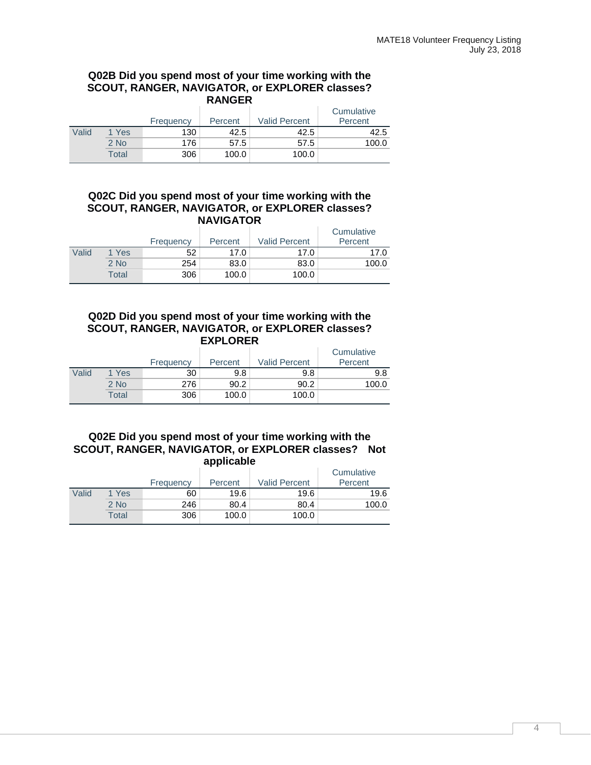### Q02B Did you spend most of your time working with the SCOUT, RANGER, NAVIGATOR, or EXPLORER classes? RANGER

| | | Frequency | Percent | Valid Percent | Cumulative Percent |
|---|---|---|---|---|---|
| Valid | 1 Yes | 130 | 42.5 | 42.5 | 42.5 |
| | 2 No | 176 | 57.5 | 57.5 | 100.0 |
| | Total | 306 | 100.0 | 100.0 | |

### Q02C Did you spend most of your time working with the SCOUT, RANGER, NAVIGATOR, or EXPLORER classes? NAVIGATOR

| | | Frequency | Percent | Valid Percent | Cumulative Percent |
|---|---|---|---|---|---|
| Valid | 1 Yes | 52 | 17.0 | 17.0 | 17.0 |
| | 2 No | 254 | 83.0 | 83.0 | 100.0 |
| | Total | 306 | 100.0 | 100.0 | |

### Q02D Did you spend most of your time working with the SCOUT, RANGER, NAVIGATOR, or EXPLORER classes? EXPLORER

| | | Frequency | Percent | Valid Percent | Cumulative Percent |
|---|---|---|---|---|---|
| Valid | 1 Yes | 30 | 9.8 | 9.8 | 9.8 |
| | 2 No | 276 | 90.2 | 90.2 | 100.0 |
| | Total | 306 | 100.0 | 100.0 | |

### Q02E Did you spend most of your time working with the SCOUT, RANGER, NAVIGATOR, or EXPLORER classes? Not applicable

| | | Frequency | Percent | Valid Percent | Cumulative Percent |
|---|---|---|---|---|---|
| Valid | 1 Yes | 60 | 19.6 | 19.6 | 19.6 |
| | 2 No | 246 | 80.4 | 80.4 | 100.0 |
| | Total | 306 | 100.0 | 100.0 | |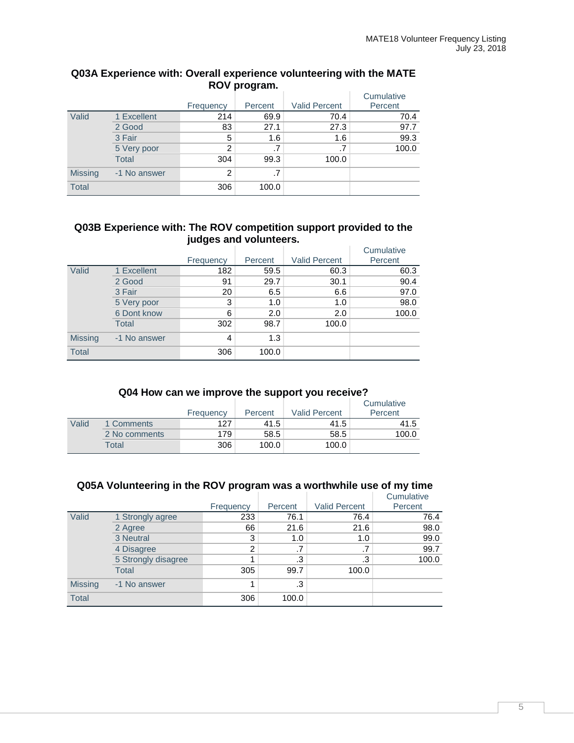**Q03A Experience with: Overall experience volunteering with the MATE ROV program.**

| | | Frequency | Percent | Valid Percent | Cumulative Percent |
|---|---|---|---|---|---|
| Valid | 1 Excellent | 214 | 69.9 | 70.4 | 70.4 |
| | 2 Good | 83 | 27.1 | 27.3 | 97.7 |
| | 3 Fair | 5 | 1.6 | 1.6 | 99.3 |
| | 5 Very poor | 2 | .7 | .7 | 100.0 |
| | Total | 304 | 99.3 | 100.0 | |
| Missing | -1 No answer | 2 | .7 | | |
| Total | | 306 | 100.0 | | |

**Q03B Experience with: The ROV competition support provided to the judges and volunteers.**

| | | Frequency | Percent | Valid Percent | Cumulative Percent |
|---|---|---|---|---|---|
| Valid | 1 Excellent | 182 | 59.5 | 60.3 | 60.3 |
| | 2 Good | 91 | 29.7 | 30.1 | 90.4 |
| | 3 Fair | 20 | 6.5 | 6.6 | 97.0 |
| | 5 Very poor | 3 | 1.0 | 1.0 | 98.0 |
| | 6 Dont know | 6 | 2.0 | 2.0 | 100.0 |
| | Total | 302 | 98.7 | 100.0 | |
| Missing | -1 No answer | 4 | 1.3 | | |
| Total | | 306 | 100.0 | | |

**Q04 How can we improve the support you receive?**

| | | Frequency | Percent | Valid Percent | Cumulative Percent |
|---|---|---|---|---|---|
| Valid | 1 Comments | 127 | 41.5 | 41.5 | 41.5 |
| | 2 No comments | 179 | 58.5 | 58.5 | 100.0 |
| | Total | 306 | 100.0 | 100.0 | |

**Q05A Volunteering in the ROV program was a worthwhile use of my time**

| | | Frequency | Percent | Valid Percent | Cumulative Percent |
|---|---|---|---|---|---|
| Valid | 1 Strongly agree | 233 | 76.1 | 76.4 | 76.4 |
| | 2 Agree | 66 | 21.6 | 21.6 | 98.0 |
| | 3 Neutral | 3 | 1.0 | 1.0 | 99.0 |
| | 4 Disagree | 2 | .7 | .7 | 99.7 |
| | 5 Strongly disagree | 1 | .3 | .3 | 100.0 |
| | Total | 305 | 99.7 | 100.0 | |
| Missing | -1 No answer | 1 | .3 | | |
| Total | | 306 | 100.0 | | |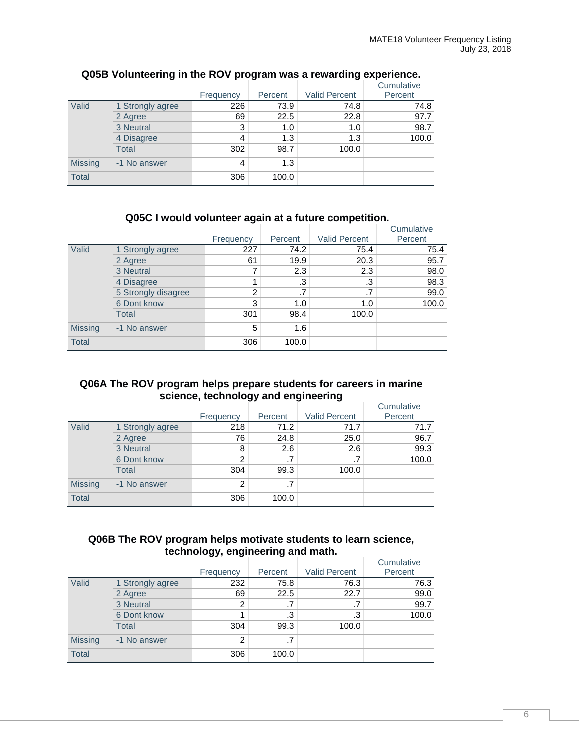### Q05B Volunteering in the ROV program was a rewarding experience.

| | | Frequency | Percent | Valid Percent | Cumulative Percent |
|---|---|---|---|---|---|
| Valid | 1 Strongly agree | 226 | 73.9 | 74.8 | 74.8 |
| | 2 Agree | 69 | 22.5 | 22.8 | 97.7 |
| | 3 Neutral | 3 | 1.0 | 1.0 | 98.7 |
| | 4 Disagree | 4 | 1.3 | 1.3 | 100.0 |
| | Total | 302 | 98.7 | 100.0 | |
| Missing | -1 No answer | 4 | 1.3 | | |
| Total | | 306 | 100.0 | | |

### Q05C I would volunteer again at a future competition.

| | | Frequency | Percent | Valid Percent | Cumulative Percent |
|---|---|---|---|---|---|
| Valid | 1 Strongly agree | 227 | 74.2 | 75.4 | 75.4 |
| | 2 Agree | 61 | 19.9 | 20.3 | 95.7 |
| | 3 Neutral | 7 | 2.3 | 2.3 | 98.0 |
| | 4 Disagree | 1 | .3 | .3 | 98.3 |
| | 5 Strongly disagree | 2 | .7 | .7 | 99.0 |
| | 6 Dont know | 3 | 1.0 | 1.0 | 100.0 |
| | Total | 301 | 98.4 | 100.0 | |
| Missing | -1 No answer | 5 | 1.6 | | |
| Total | | 306 | 100.0 | | |

### Q06A The ROV program helps prepare students for careers in marine science, technology and engineering

| | | Frequency | Percent | Valid Percent | Cumulative Percent |
|---|---|---|---|---|---|
| Valid | 1 Strongly agree | 218 | 71.2 | 71.7 | 71.7 |
| | 2 Agree | 76 | 24.8 | 25.0 | 96.7 |
| | 3 Neutral | 8 | 2.6 | 2.6 | 99.3 |
| | 6 Dont know | 2 | .7 | .7 | 100.0 |
| | Total | 304 | 99.3 | 100.0 | |
| Missing | -1 No answer | 2 | .7 | | |
| Total | | 306 | 100.0 | | |

### Q06B The ROV program helps motivate students to learn science, technology, engineering and math.

| | | Frequency | Percent | Valid Percent | Cumulative Percent |
|---|---|---|---|---|---|
| Valid | 1 Strongly agree | 232 | 75.8 | 76.3 | 76.3 |
| | 2 Agree | 69 | 22.5 | 22.7 | 99.0 |
| | 3 Neutral | 2 | .7 | .7 | 99.7 |
| | 6 Dont know | 1 | .3 | .3 | 100.0 |
| | Total | 304 | 99.3 | 100.0 | |
| Missing | -1 No answer | 2 | .7 | | |
| Total | | 306 | 100.0 | | |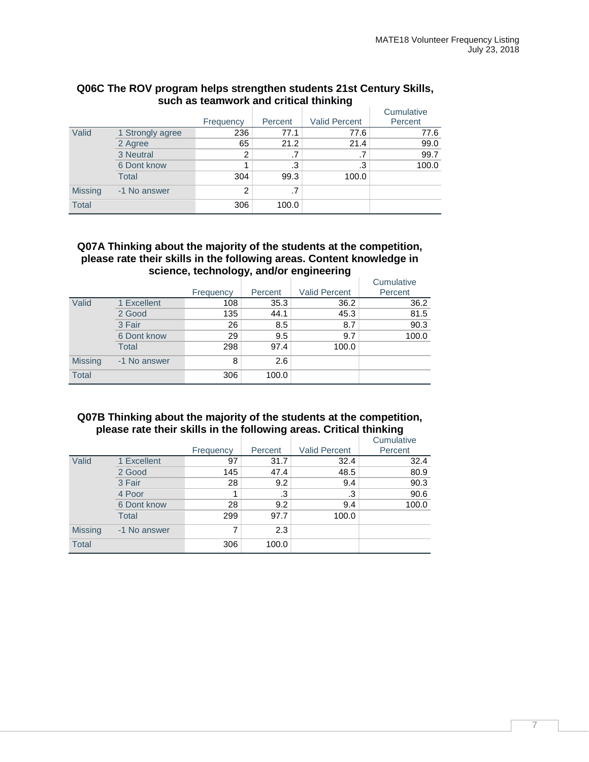**Q06C The ROV program helps strengthen students 21st Century Skills, such as teamwork and critical thinking**

| | | Frequency | Percent | Valid Percent | Cumulative Percent |
|---|---|---|---|---|---|
| Valid | 1 Strongly agree | 236 | 77.1 | 77.6 | 77.6 |
| | 2 Agree | 65 | 21.2 | 21.4 | 99.0 |
| | 3 Neutral | 2 | .7 | .7 | 99.7 |
| | 6 Dont know | 1 | .3 | .3 | 100.0 |
| | Total | 304 | 99.3 | 100.0 | |
| Missing | -1 No answer | 2 | .7 | | |
| Total | | 306 | 100.0 | | |

**Q07A Thinking about the majority of the students at the competition, please rate their skills in the following areas. Content knowledge in science, technology, and/or engineering**

| | | Frequency | Percent | Valid Percent | Cumulative Percent |
|---|---|---|---|---|---|
| Valid | 1 Excellent | 108 | 35.3 | 36.2 | 36.2 |
| | 2 Good | 135 | 44.1 | 45.3 | 81.5 |
| | 3 Fair | 26 | 8.5 | 8.7 | 90.3 |
| | 6 Dont know | 29 | 9.5 | 9.7 | 100.0 |
| | Total | 298 | 97.4 | 100.0 | |
| Missing | -1 No answer | 8 | 2.6 | | |
| Total | | 306 | 100.0 | | |

**Q07B Thinking about the majority of the students at the competition, please rate their skills in the following areas. Critical thinking**

| | | Frequency | Percent | Valid Percent | Cumulative Percent |
|---|---|---|---|---|---|
| Valid | 1 Excellent | 97 | 31.7 | 32.4 | 32.4 |
| | 2 Good | 145 | 47.4 | 48.5 | 80.9 |
| | 3 Fair | 28 | 9.2 | 9.4 | 90.3 |
| | 4 Poor | 1 | .3 | .3 | 90.6 |
| | 6 Dont know | 28 | 9.2 | 9.4 | 100.0 |
| | Total | 299 | 97.7 | 100.0 | |
| Missing | -1 No answer | 7 | 2.3 | | |
| Total | | 306 | 100.0 | | |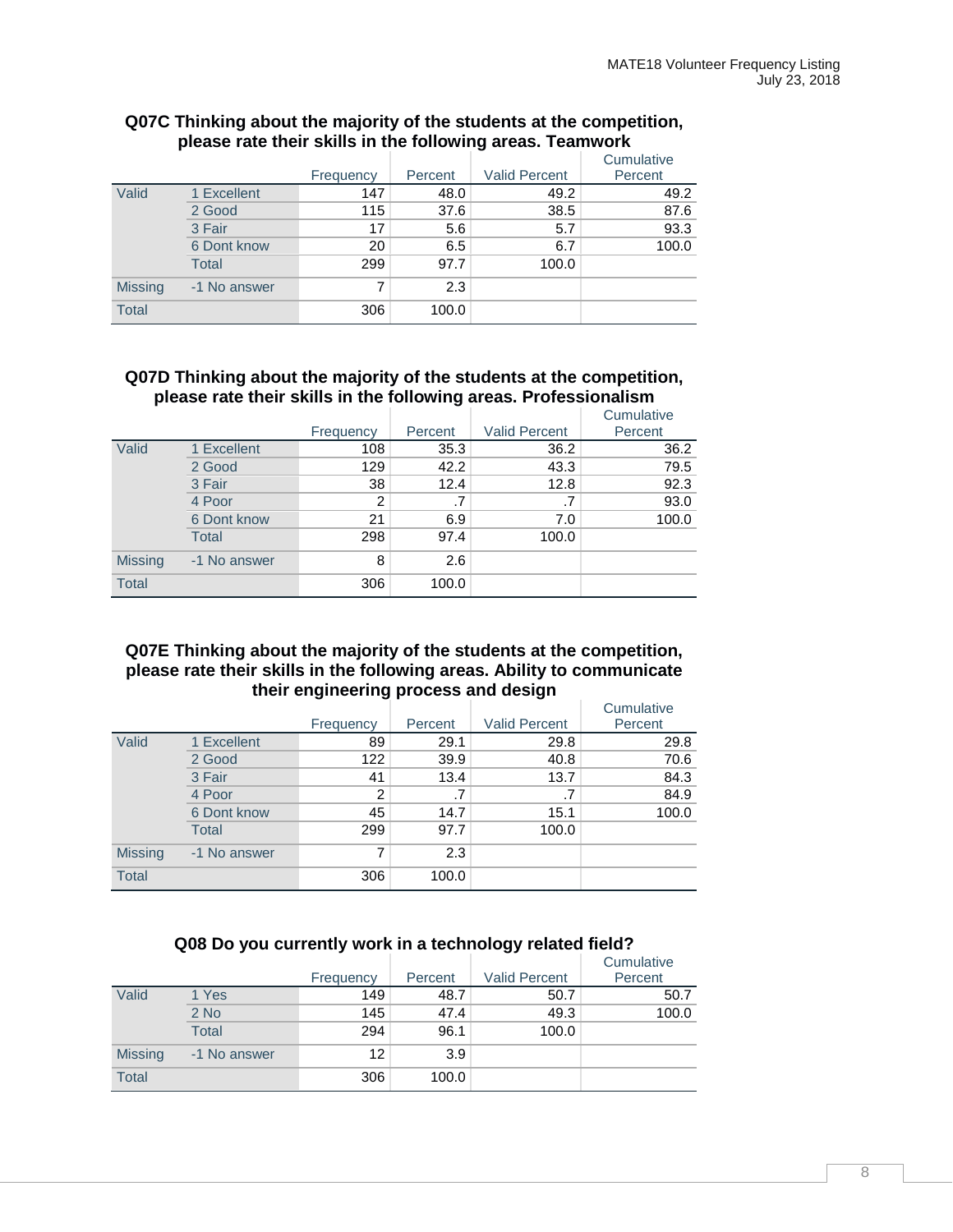**Q07C Thinking about the majority of the students at the competition, please rate their skills in the following areas. Teamwork**

| | | Frequency | Percent | Valid Percent | Cumulative Percent |
|---|---|---|---|---|---|
| Valid | 1 Excellent | 147 | 48.0 | 49.2 | 49.2 |
| | 2 Good | 115 | 37.6 | 38.5 | 87.6 |
| | 3 Fair | 17 | 5.6 | 5.7 | 93.3 |
| | 6 Dont know | 20 | 6.5 | 6.7 | 100.0 |
| | Total | 299 | 97.7 | 100.0 | |
| Missing | -1 No answer | 7 | 2.3 | | |
| Total | | 306 | 100.0 | | |

**Q07D Thinking about the majority of the students at the competition, please rate their skills in the following areas. Professionalism**

| | | Frequency | Percent | Valid Percent | Cumulative Percent |
|---|---|---|---|---|---|
| Valid | 1 Excellent | 108 | 35.3 | 36.2 | 36.2 |
| | 2 Good | 129 | 42.2 | 43.3 | 79.5 |
| | 3 Fair | 38 | 12.4 | 12.8 | 92.3 |
| | 4 Poor | 2 | .7 | .7 | 93.0 |
| | 6 Dont know | 21 | 6.9 | 7.0 | 100.0 |
| | Total | 298 | 97.4 | 100.0 | |
| Missing | -1 No answer | 8 | 2.6 | | |
| Total | | 306 | 100.0 | | |

**Q07E Thinking about the majority of the students at the competition, please rate their skills in the following areas. Ability to communicate their engineering process and design**

| | | Frequency | Percent | Valid Percent | Cumulative Percent |
|---|---|---|---|---|---|
| Valid | 1 Excellent | 89 | 29.1 | 29.8 | 29.8 |
| | 2 Good | 122 | 39.9 | 40.8 | 70.6 |
| | 3 Fair | 41 | 13.4 | 13.7 | 84.3 |
| | 4 Poor | 2 | .7 | .7 | 84.9 |
| | 6 Dont know | 45 | 14.7 | 15.1 | 100.0 |
| | Total | 299 | 97.7 | 100.0 | |
| Missing | -1 No answer | 7 | 2.3 | | |
| Total | | 306 | 100.0 | | |

**Q08 Do you currently work in a technology related field?**

| | | Frequency | Percent | Valid Percent | Cumulative Percent |
|---|---|---|---|---|---|
| Valid | 1 Yes | 149 | 48.7 | 50.7 | 50.7 |
| | 2 No | 145 | 47.4 | 49.3 | 100.0 |
| | Total | 294 | 96.1 | 100.0 | |
| Missing | -1 No answer | 12 | 3.9 | | |
| Total | | 306 | 100.0 | | |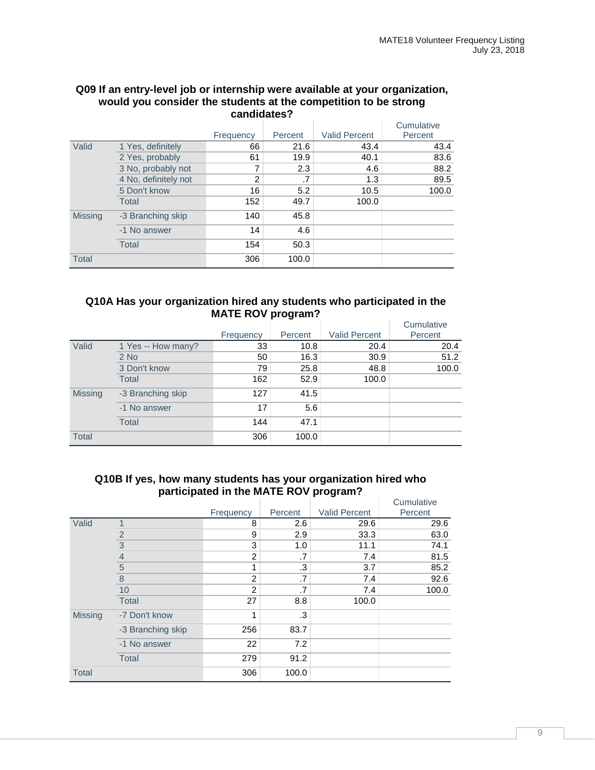**Q09 If an entry-level job or internship were available at your organization, would you consider the students at the competition to be strong candidates?**

| | | Frequency | Percent | Valid Percent | Cumulative Percent |
|---|---|---|---|---|---|
| Valid | 1 Yes, definitely | 66 | 21.6 | 43.4 | 43.4 |
| | 2 Yes, probably | 61 | 19.9 | 40.1 | 83.6 |
| | 3 No, probably not | 7 | 2.3 | 4.6 | 88.2 |
| | 4 No, definitely not | 2 | .7 | 1.3 | 89.5 |
| | 5 Don't know | 16 | 5.2 | 10.5 | 100.0 |
| | Total | 152 | 49.7 | 100.0 | |
| Missing | -3 Branching skip | 140 | 45.8 | | |
| | -1 No answer | 14 | 4.6 | | |
| | Total | 154 | 50.3 | | |
| Total | | 306 | 100.0 | | |

**Q10A Has your organization hired any students who participated in the MATE ROV program?**

| | | Frequency | Percent | Valid Percent | Cumulative Percent |
|---|---|---|---|---|---|
| Valid | 1 Yes -- How many? | 33 | 10.8 | 20.4 | 20.4 |
| | 2 No | 50 | 16.3 | 30.9 | 51.2 |
| | 3 Don't know | 79 | 25.8 | 48.8 | 100.0 |
| | Total | 162 | 52.9 | 100.0 | |
| Missing | -3 Branching skip | 127 | 41.5 | | |
| | -1 No answer | 17 | 5.6 | | |
| | Total | 144 | 47.1 | | |
| Total | | 306 | 100.0 | | |

**Q10B If yes, how many students has your organization hired who participated in the MATE ROV program?**

| | | Frequency | Percent | Valid Percent | Cumulative Percent |
|---|---|---|---|---|---|
| Valid | 1 | 8 | 2.6 | 29.6 | 29.6 |
| | 2 | 9 | 2.9 | 33.3 | 63.0 |
| | 3 | 3 | 1.0 | 11.1 | 74.1 |
| | 4 | 2 | .7 | 7.4 | 81.5 |
| | 5 | 1 | .3 | 3.7 | 85.2 |
| | 8 | 2 | .7 | 7.4 | 92.6 |
| | 10 | 2 | .7 | 7.4 | 100.0 |
| | Total | 27 | 8.8 | 100.0 | |
| Missing | -7 Don't know | 1 | .3 | | |
| | -3 Branching skip | 256 | 83.7 | | |
| | -1 No answer | 22 | 7.2 | | |
| | Total | 279 | 91.2 | | |
| Total | | 306 | 100.0 | | |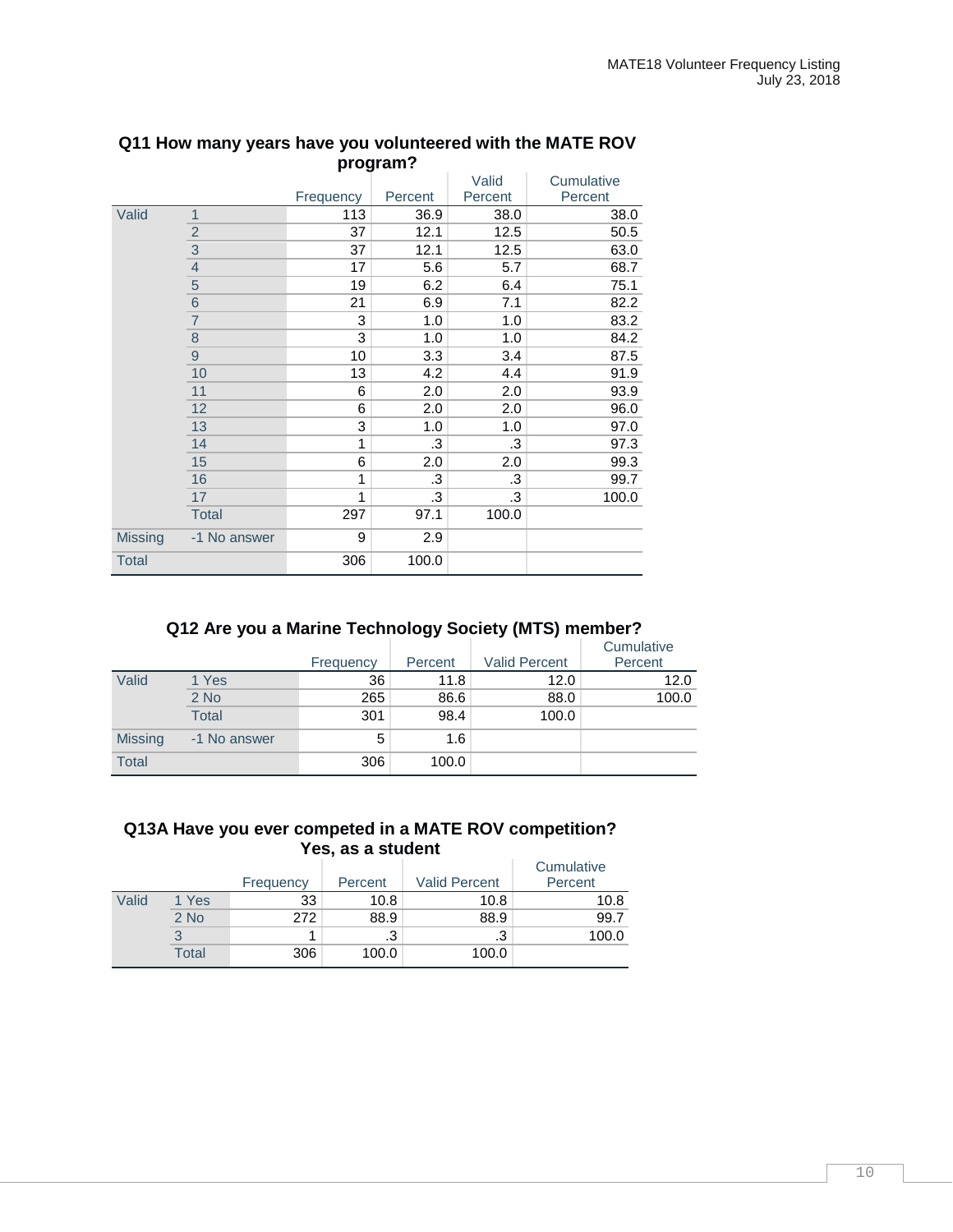### Q11 How many years have you volunteered with the MATE ROV program?

| | | Frequency | Percent | Valid Percent | Cumulative Percent |
|---|---|---|---|---|---|
| Valid | 1 | 113 | 36.9 | 38.0 | 38.0 |
| | 2 | 37 | 12.1 | 12.5 | 50.5 |
| | 3 | 37 | 12.1 | 12.5 | 63.0 |
| | 4 | 17 | 5.6 | 5.7 | 68.7 |
| | 5 | 19 | 6.2 | 6.4 | 75.1 |
| | 6 | 21 | 6.9 | 7.1 | 82.2 |
| | 7 | 3 | 1.0 | 1.0 | 83.2 |
| | 8 | 3 | 1.0 | 1.0 | 84.2 |
| | 9 | 10 | 3.3 | 3.4 | 87.5 |
| | 10 | 13 | 4.2 | 4.4 | 91.9 |
| | 11 | 6 | 2.0 | 2.0 | 93.9 |
| | 12 | 6 | 2.0 | 2.0 | 96.0 |
| | 13 | 3 | 1.0 | 1.0 | 97.0 |
| | 14 | 1 | .3 | .3 | 97.3 |
| | 15 | 6 | 2.0 | 2.0 | 99.3 |
| | 16 | 1 | .3 | .3 | 99.7 |
| | 17 | 1 | .3 | .3 | 100.0 |
| | Total | 297 | 97.1 | 100.0 | |
| Missing | -1 No answer | 9 | 2.9 | | |
| Total | | 306 | 100.0 | | |

### Q12 Are you a Marine Technology Society (MTS) member?

| | | Frequency | Percent | Valid Percent | Cumulative Percent |
|---|---|---|---|---|---|
| Valid | 1 Yes | 36 | 11.8 | 12.0 | 12.0 |
| | 2 No | 265 | 86.6 | 88.0 | 100.0 |
| | Total | 301 | 98.4 | 100.0 | |
| Missing | -1 No answer | 5 | 1.6 | | |
| Total | | 306 | 100.0 | | |

### Q13A Have you ever competed in a MATE ROV competition? Yes, as a student

| | | Frequency | Percent | Valid Percent | Cumulative Percent |
|---|---|---|---|---|---|
| Valid | 1 Yes | 33 | 10.8 | 10.8 | 10.8 |
| | 2 No | 272 | 88.9 | 88.9 | 99.7 |
| | 3 | 1 | .3 | .3 | 100.0 |
| | Total | 306 | 100.0 | 100.0 | |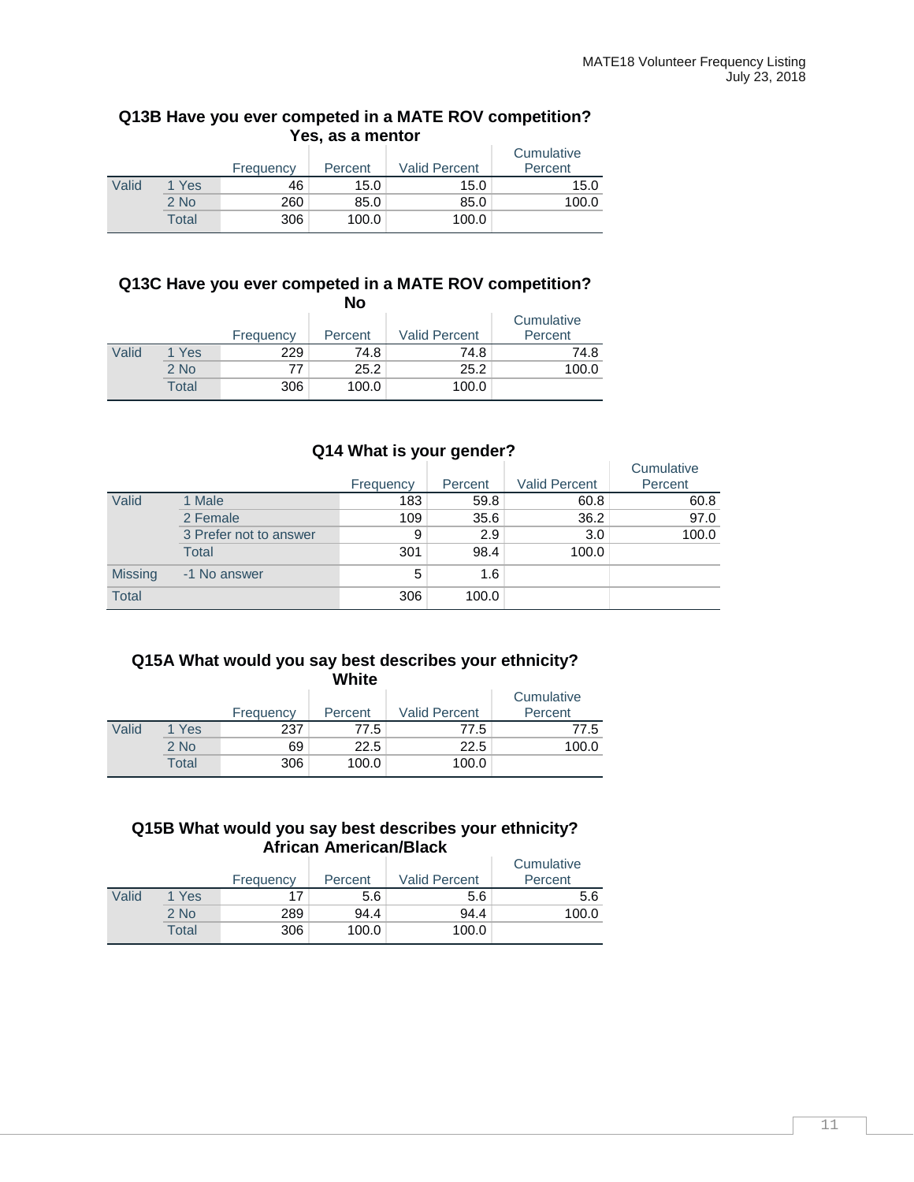**Q13B Have you ever competed in a MATE ROV competition? Yes, as a mentor**

| | | Frequency | Percent | Valid Percent | Cumulative Percent |
|---|---|---|---|---|---|
| Valid | 1 Yes | 46 | 15.0 | 15.0 | 15.0 |
| | 2 No | 260 | 85.0 | 85.0 | 100.0 |
| | Total | 306 | 100.0 | 100.0 | |

**Q13C Have you ever competed in a MATE ROV competition? No**

| | | Frequency | Percent | Valid Percent | Cumulative Percent |
|---|---|---|---|---|---|
| Valid | 1 Yes | 229 | 74.8 | 74.8 | 74.8 |
| | 2 No | 77 | 25.2 | 25.2 | 100.0 |
| | Total | 306 | 100.0 | 100.0 | |

**Q14 What is your gender?**

| | | Frequency | Percent | Valid Percent | Cumulative Percent |
|---|---|---|---|---|---|
| Valid | 1 Male | 183 | 59.8 | 60.8 | 60.8 |
| | 2 Female | 109 | 35.6 | 36.2 | 97.0 |
| | 3 Prefer not to answer | 9 | 2.9 | 3.0 | 100.0 |
| | Total | 301 | 98.4 | 100.0 | |
| Missing | -1 No answer | 5 | 1.6 | | |
| Total | | 306 | 100.0 | | |

**Q15A What would you say best describes your ethnicity? White**

| | | Frequency | Percent | Valid Percent | Cumulative Percent |
|---|---|---|---|---|---|
| Valid | 1 Yes | 237 | 77.5 | 77.5 | 77.5 |
| | 2 No | 69 | 22.5 | 22.5 | 100.0 |
| | Total | 306 | 100.0 | 100.0 | |

**Q15B What would you say best describes your ethnicity? African American/Black**

| | | Frequency | Percent | Valid Percent | Cumulative Percent |
|---|---|---|---|---|---|
| Valid | 1 Yes | 17 | 5.6 | 5.6 | 5.6 |
| | 2 No | 289 | 94.4 | 94.4 | 100.0 |
| | Total | 306 | 100.0 | 100.0 | |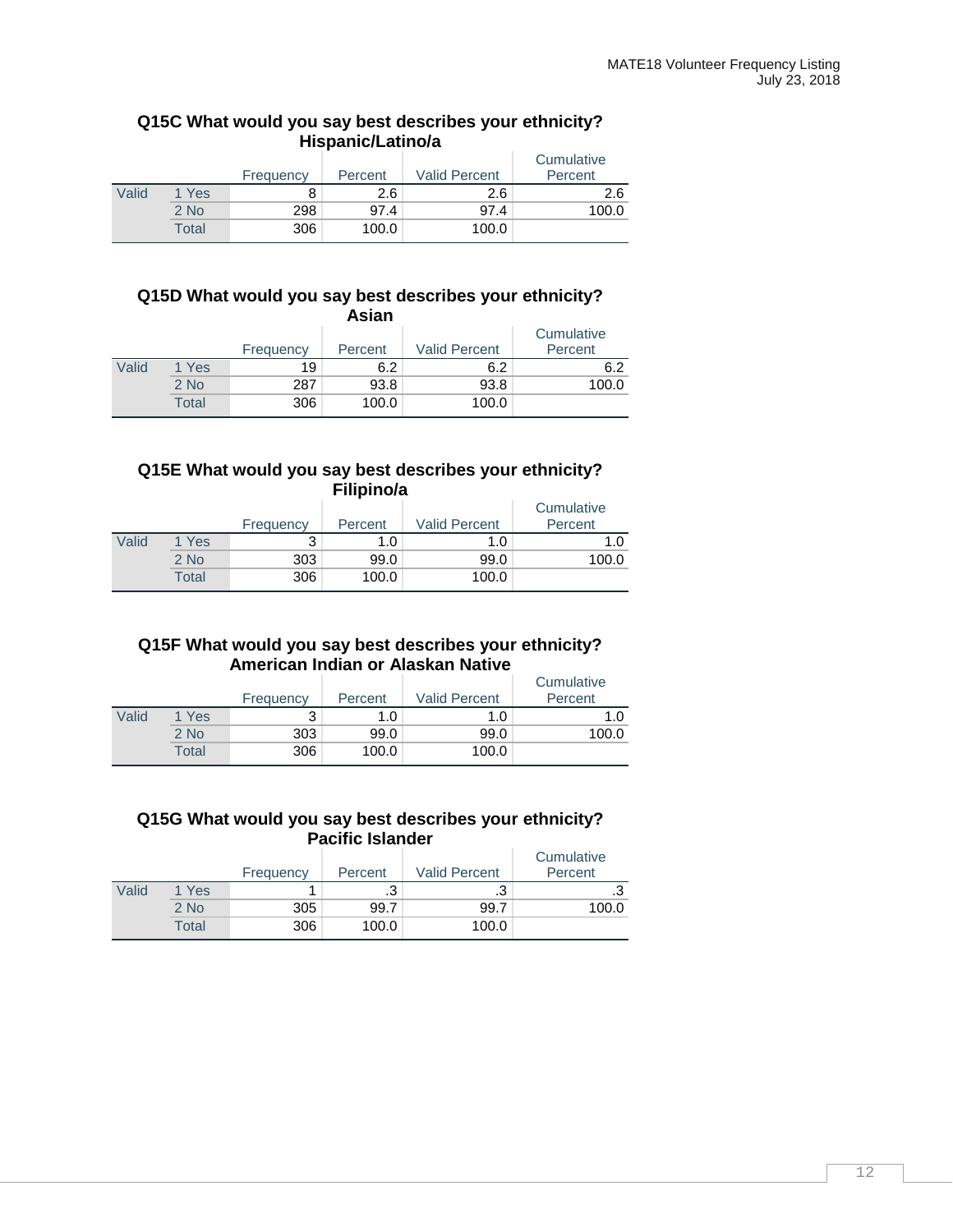### Q15C What would you say best describes your ethnicity? Hispanic/Latino/a

| | | Frequency | Percent | Valid Percent | Cumulative Percent |
|---|---|---|---|---|---|
| Valid | 1 Yes | 8 | 2.6 | 2.6 | 2.6 |
| | 2 No | 298 | 97.4 | 97.4 | 100.0 |
| | Total | 306 | 100.0 | 100.0 | |

### Q15D What would you say best describes your ethnicity? Asian

| | | Frequency | Percent | Valid Percent | Cumulative Percent |
|---|---|---|---|---|---|
| Valid | 1 Yes | 19 | 6.2 | 6.2 | 6.2 |
| | 2 No | 287 | 93.8 | 93.8 | 100.0 |
| | Total | 306 | 100.0 | 100.0 | |

### Q15E What would you say best describes your ethnicity? Filipino/a

| | | Frequency | Percent | Valid Percent | Cumulative Percent |
|---|---|---|---|---|---|
| Valid | 1 Yes | 3 | 1.0 | 1.0 | 1.0 |
| | 2 No | 303 | 99.0 | 99.0 | 100.0 |
| | Total | 306 | 100.0 | 100.0 | |

### Q15F What would you say best describes your ethnicity? American Indian or Alaskan Native

| | | Frequency | Percent | Valid Percent | Cumulative Percent |
|---|---|---|---|---|---|
| Valid | 1 Yes | 3 | 1.0 | 1.0 | 1.0 |
| | 2 No | 303 | 99.0 | 99.0 | 100.0 |
| | Total | 306 | 100.0 | 100.0 | |

### Q15G What would you say best describes your ethnicity? Pacific Islander

| | | Frequency | Percent | Valid Percent | Cumulative Percent |
|---|---|---|---|---|---|
| Valid | 1 Yes | 1 | .3 | .3 | .3 |
| | 2 No | 305 | 99.7 | 99.7 | 100.0 |
| | Total | 306 | 100.0 | 100.0 | |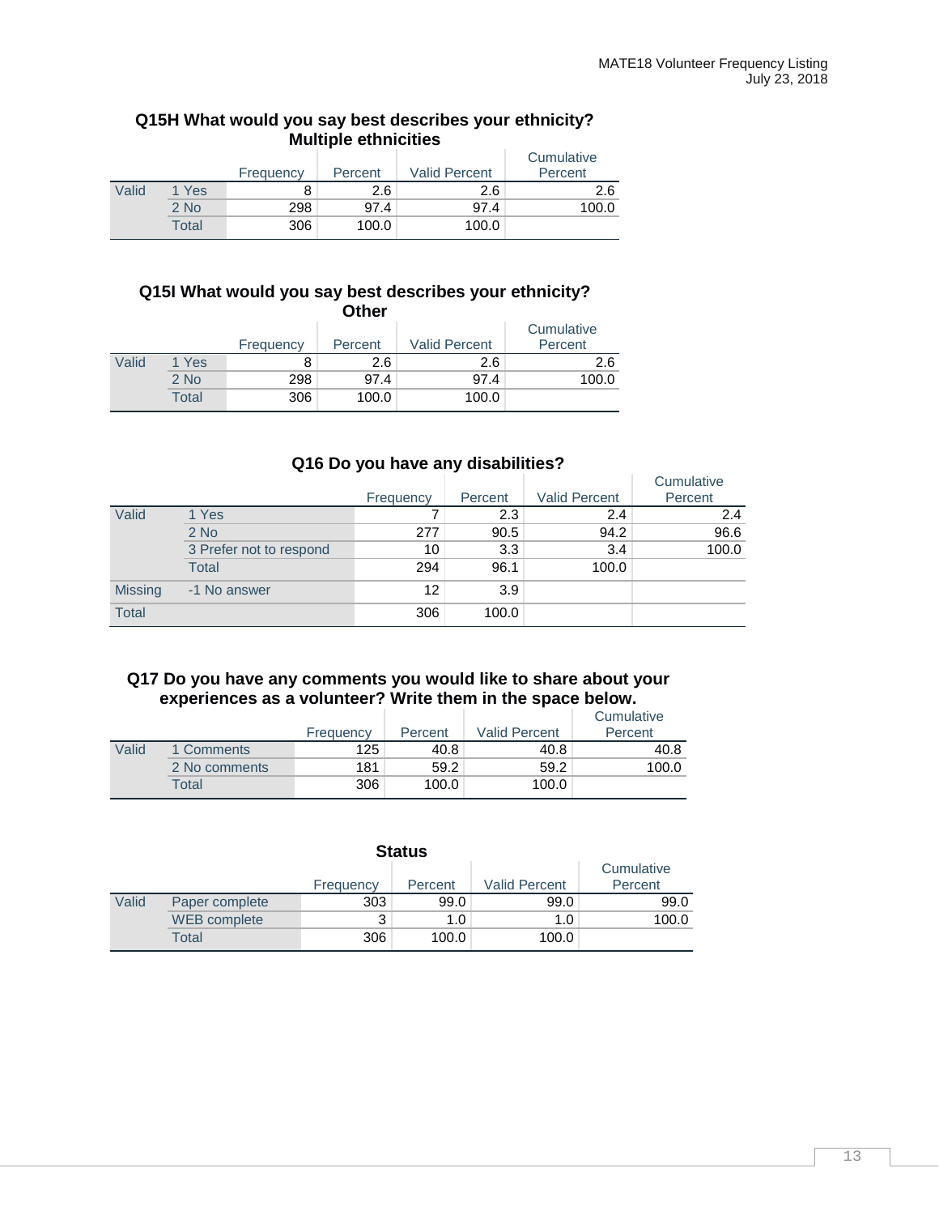### Q15H What would you say best describes your ethnicity? Multiple ethnicities

| | | Frequency | Percent | Valid Percent | Cumulative Percent |
|---|---|---|---|---|---|
| Valid | 1 Yes | 8 | 2.6 | 2.6 | 2.6 |
| | 2 No | 298 | 97.4 | 97.4 | 100.0 |
| | Total | 306 | 100.0 | 100.0 | |

### Q15I What would you say best describes your ethnicity? Other

| | | Frequency | Percent | Valid Percent | Cumulative Percent |
|---|---|---|---|---|---|
| Valid | 1 Yes | 8 | 2.6 | 2.6 | 2.6 |
| | 2 No | 298 | 97.4 | 97.4 | 100.0 |
| | Total | 306 | 100.0 | 100.0 | |

### Q16 Do you have any disabilities?

| | | Frequency | Percent | Valid Percent | Cumulative Percent |
|---|---|---|---|---|---|
| Valid | 1 Yes | 7 | 2.3 | 2.4 | 2.4 |
| | 2 No | 277 | 90.5 | 94.2 | 96.6 |
| | 3 Prefer not to respond | 10 | 3.3 | 3.4 | 100.0 |
| | Total | 294 | 96.1 | 100.0 | |
| Missing | -1 No answer | 12 | 3.9 | | |
| Total | | 306 | 100.0 | | |

### Q17 Do you have any comments you would like to share about your experiences as a volunteer? Write them in the space below.

| | | Frequency | Percent | Valid Percent | Cumulative Percent |
|---|---|---|---|---|---|
| Valid | 1 Comments | 125 | 40.8 | 40.8 | 40.8 |
| | 2 No comments | 181 | 59.2 | 59.2 | 100.0 |
| | Total | 306 | 100.0 | 100.0 | |

### Status

| | | Frequency | Percent | Valid Percent | Cumulative Percent |
|---|---|---|---|---|---|
| Valid | Paper complete | 303 | 99.0 | 99.0 | 99.0 |
| | WEB complete | 3 | 1.0 | 1.0 | 100.0 |
| | Total | 306 | 100.0 | 100.0 | |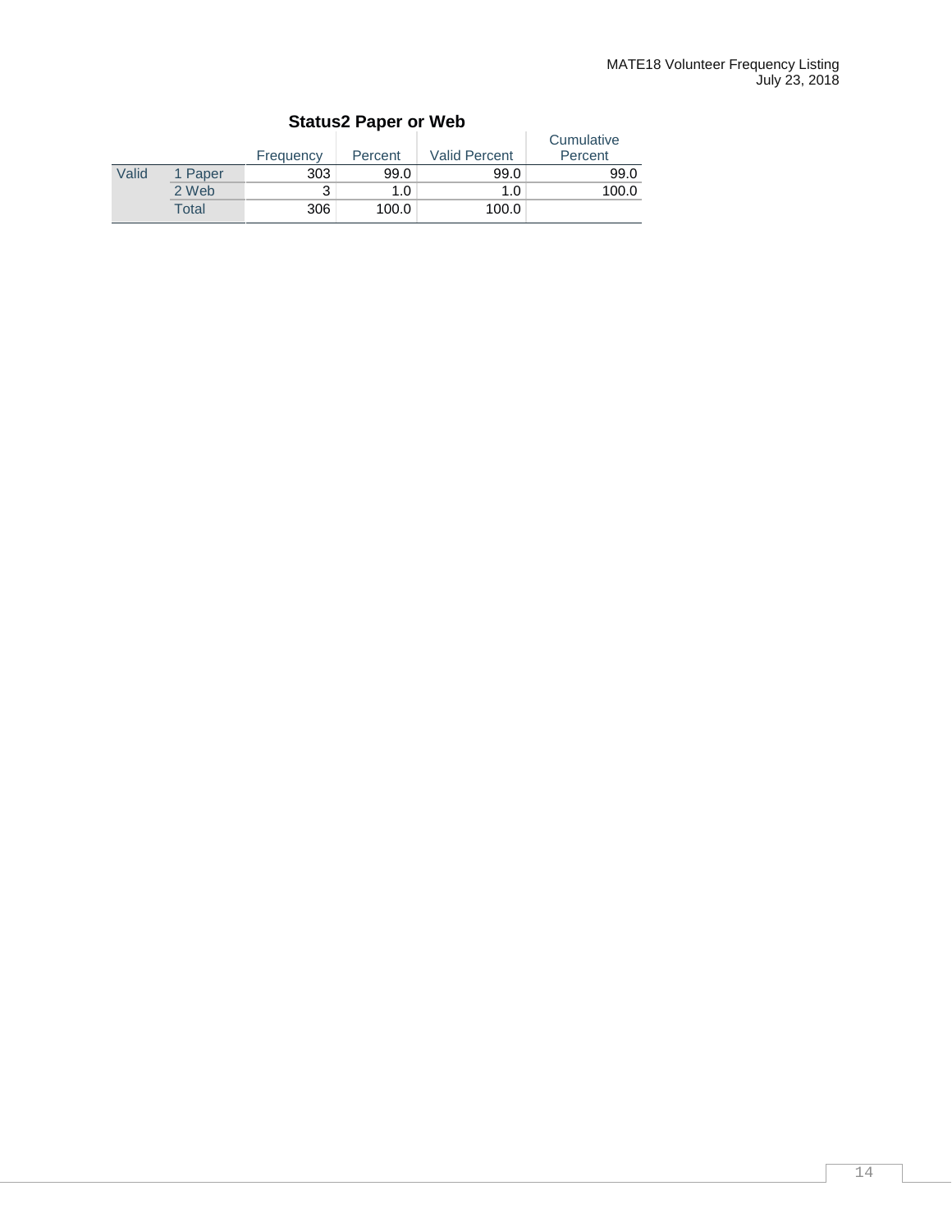**Status2 Paper or Web**

| | | Frequency | Percent | Valid Percent | Cumulative Percent |
|---|---|---|---|---|---|
| Valid | 1 Paper | 303 | 99.0 | 99.0 | 99.0 |
| | 2 Web | 3 | 1.0 | 1.0 | 100.0 |
| | Total | 306 | 100.0 | 100.0 | |